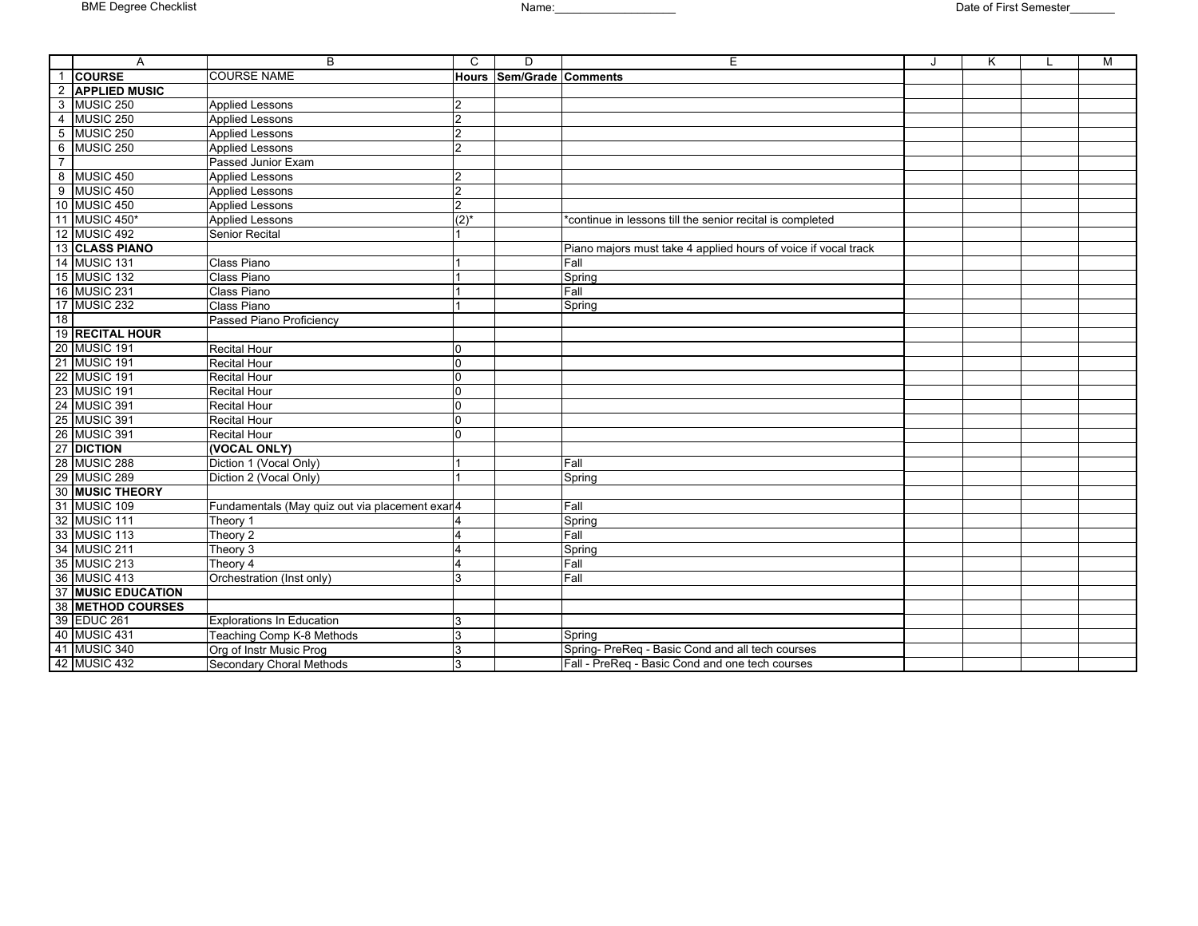BME Degree Checklist

Name:___________________

Date of First Semester_______

| | A | B | C | D | E | J | K | L | M |
|---|---|---|---|---|---|---|---|---|---|
| 1 | **COURSE** | COURSE NAME | **Hours** | **Sem/Grade** | **Comments** | | | | |
| 2 | **APPLIED MUSIC** | | | | | | | | |
| 3 | MUSIC 250 | Applied Lessons | 2 | | | | | | |
| 4 | MUSIC 250 | Applied Lessons | 2 | | | | | | |
| 5 | MUSIC 250 | Applied Lessons | 2 | | | | | | |
| 6 | MUSIC 250 | Applied Lessons | 2 | | | | | | |
| 7 | | Passed Junior Exam | | | | | | | |
| 8 | MUSIC 450 | Applied Lessons | 2 | | | | | | |
| 9 | MUSIC 450 | Applied Lessons | 2 | | | | | | |
| 10 | MUSIC 450 | Applied Lessons | 2 | | | | | | |
| 11 | MUSIC 450* | Applied Lessons | (2)* | | *continue in lessons till the senior recital is completed | | | | |
| 12 | MUSIC 492 | Senior Recital | 1 | | | | | | |
| 13 | **CLASS PIANO** | | | | Piano majors must take 4 applied hours of voice if vocal track | | | | |
| 14 | MUSIC 131 | Class Piano | 1 | | Fall | | | | |
| 15 | MUSIC 132 | Class Piano | 1 | | Spring | | | | |
| 16 | MUSIC 231 | Class Piano | 1 | | Fall | | | | |
| 17 | MUSIC 232 | Class Piano | 1 | | Spring | | | | |
| 18 | | Passed Piano Proficiency | | | | | | | |
| 19 | **RECITAL HOUR** | | | | | | | | |
| 20 | MUSIC 191 | Recital Hour | 0 | | | | | | |
| 21 | MUSIC 191 | Recital Hour | 0 | | | | | | |
| 22 | MUSIC 191 | Recital Hour | 0 | | | | | | |
| 23 | MUSIC 191 | Recital Hour | 0 | | | | | | |
| 24 | MUSIC 391 | Recital Hour | 0 | | | | | | |
| 25 | MUSIC 391 | Recital Hour | 0 | | | | | | |
| 26 | MUSIC 391 | Recital Hour | 0 | | | | | | |
| 27 | **DICTION** | **(VOCAL ONLY)** | | | | | | | |
| 28 | MUSIC 288 | Diction 1 (Vocal Only) | 1 | | Fall | | | | |
| 29 | MUSIC 289 | Diction 2 (Vocal Only) | 1 | | Spring | | | | |
| 30 | **MUSIC THEORY** | | | | | | | | |
| 31 | MUSIC 109 | Fundamentals (May quiz out via placement exar | 4 | | Fall | | | | |
| 32 | MUSIC 111 | Theory 1 | 4 | | Spring | | | | |
| 33 | MUSIC 113 | Theory 2 | 4 | | Fall | | | | |
| 34 | MUSIC 211 | Theory 3 | 4 | | Spring | | | | |
| 35 | MUSIC 213 | Theory 4 | 4 | | Fall | | | | |
| 36 | MUSIC 413 | Orchestration (Inst only) | 3 | | Fall | | | | |
| 37 | **MUSIC EDUCATION** | | | | | | | | |
| 38 | **METHOD COURSES** | | | | | | | | |
| 39 | EDUC 261 | Explorations In Education | 3 | | | | | | |
| 40 | MUSIC 431 | Teaching Comp K-8 Methods | 3 | | Spring | | | | |
| 41 | MUSIC 340 | Org of Instr Music Prog | 3 | | Spring- PreReq - Basic Cond and all tech courses | | | | |
| 42 | MUSIC 432 | Secondary Choral Methods | 3 | | Fall - PreReq - Basic Cond and one tech courses | | | | |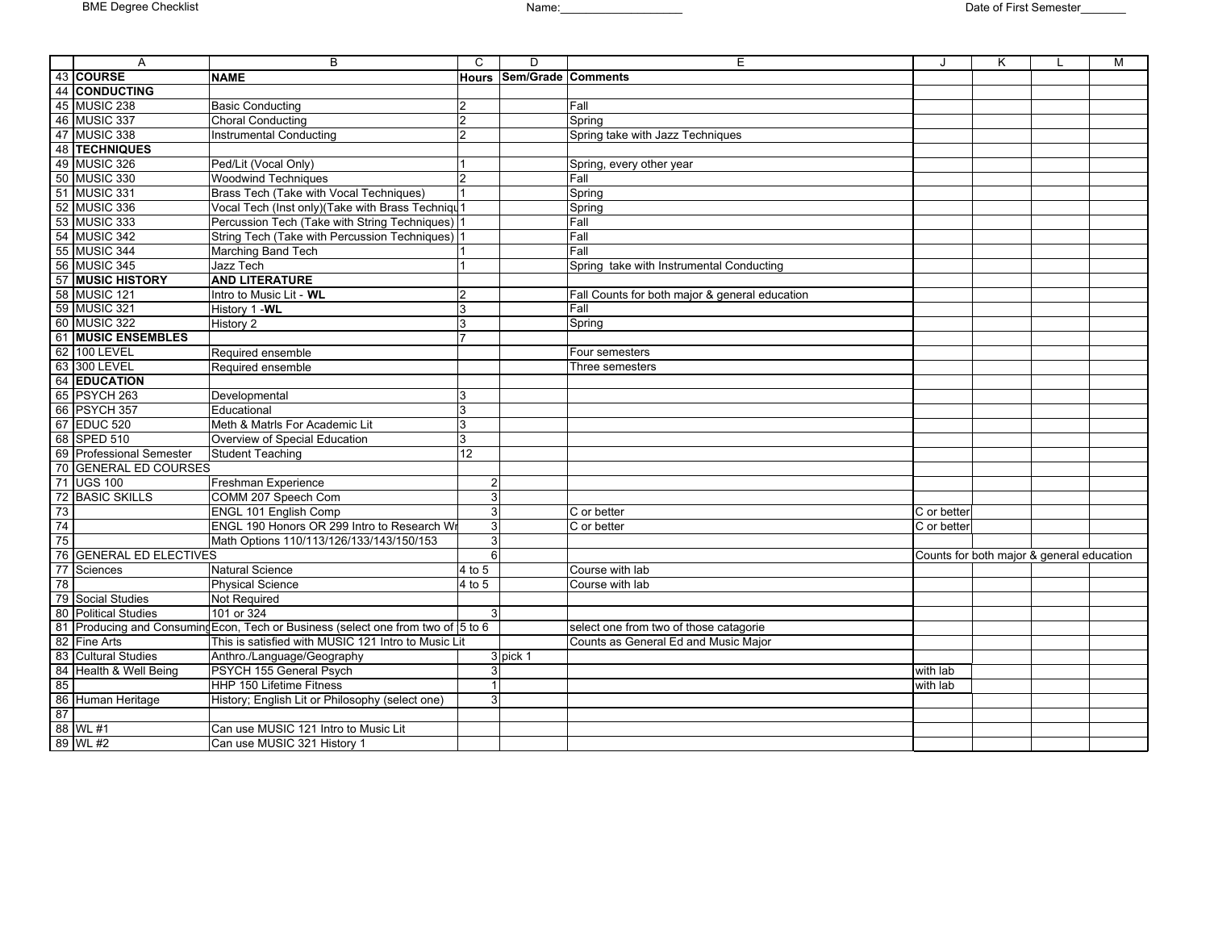BME Degree Checklist Name:___________________ Date of First Semester_______

| | A | B | C | D | E | J | K | L | M |
|---|---|---|---|---|---|---|---|---|---|
| 43 | **COURSE** | **NAME** | **Hours** | **Sem/Grade** | **Comments** | | | | |
| 44 | **CONDUCTING** | | | | | | | | |
| 45 | MUSIC 238 | Basic Conducting | 2 | | Fall | | | | |
| 46 | MUSIC 337 | Choral Conducting | 2 | | Spring | | | | |
| 47 | MUSIC 338 | Instrumental Conducting | 2 | | Spring take with Jazz Techniques | | | | |
| 48 | **TECHNIQUES** | | | | | | | | |
| 49 | MUSIC 326 | Ped/Lit (Vocal Only) | 1 | | Spring, every other year | | | | |
| 50 | MUSIC 330 | Woodwind Techniques | 2 | | Fall | | | | |
| 51 | MUSIC 331 | Brass Tech (Take with Vocal Techniques) | 1 | | Spring | | | | |
| 52 | MUSIC 336 | Vocal Tech (Inst only)(Take with Brass Techniqu | 1 | | Spring | | | | |
| 53 | MUSIC 333 | Percussion Tech (Take with String Techniques) | 1 | | Fall | | | | |
| 54 | MUSIC 342 | String Tech (Take with Percussion Techniques) | 1 | | Fall | | | | |
| 55 | MUSIC 344 | Marching Band Tech | 1 | | Fall | | | | |
| 56 | MUSIC 345 | Jazz Tech | 1 | | Spring take with Instrumental Conducting | | | | |
| 57 | **MUSIC HISTORY** | **AND LITERATURE** | | | | | | | |
| 58 | MUSIC 121 | Intro to Music Lit - **WL** | 2 | | Fall Counts for both major & general education | | | | |
| 59 | MUSIC 321 | History 1 -**WL** | 3 | | Fall | | | | |
| 60 | MUSIC 322 | History 2 | 3 | | Spring | | | | |
| 61 | **MUSIC ENSEMBLES** | | 7 | | | | | | |
| 62 | 100 LEVEL | Required ensemble | | | Four semesters | | | | |
| 63 | 300 LEVEL | Required ensemble | | | Three semesters | | | | |
| 64 | **EDUCATION** | | | | | | | | |
| 65 | PSYCH 263 | Developmental | 3 | | | | | | |
| 66 | PSYCH 357 | Educational | 3 | | | | | | |
| 67 | EDUC 520 | Meth & Matrls For Academic Lit | 3 | | | | | | |
| 68 | SPED 510 | Overview of Special Education | 3 | | | | | | |
| 69 | Professional Semester | Student Teaching | 12 | | | | | | |
| 70 | GENERAL ED COURSES | | | | | | | | |
| 71 | UGS 100 | Freshman Experience | 2 | | | | | | |
| 72 | BASIC SKILLS | COMM 207 Speech Com | 3 | | | | | | |
| 73 | | ENGL 101 English Comp | 3 | | C or better | C or better | | | |
| 74 | | ENGL 190 Honors OR 299 Intro to Research Wr | 3 | | C or better | C or better | | | |
| 75 | | Math Options 110/113/126/133/143/150/153 | 3 | | | | | | |
| 76 | GENERAL ED ELECTIVES | | 6 | | | Counts for both major & general education | | | |
| 77 | Sciences | Natural Science | 4 to 5 | | Course with lab | | | | |
| 78 | | Physical Science | 4 to 5 | | Course with lab | | | | |
| 79 | Social Studies | Not Required | | | | | | | |
| 80 | Political Studies | 101 or 324 | 3 | | | | | | |
| 81 | Producing and Consuming | Econ, Tech or Business (select one from two of | 5 to 6 | | select one from two of those catagorie | | | | |
| 82 | Fine Arts | This is satisfied with MUSIC 121 Intro to Music Lit | | | Counts as General Ed and Music Major | | | | |
| 83 | Cultural Studies | Anthro./Language/Geography | 3 | pick 1 | | | | | |
| 84 | Health & Well Being | PSYCH 155 General Psych | 3 | | | with lab | | | |
| 85 | | HHP 150 Lifetime Fitness | 1 | | | with lab | | | |
| 86 | Human Heritage | History; English Lit or Philosophy (select one) | 3 | | | | | | |
| 87 | | | | | | | | | |
| 88 | WL #1 | Can use MUSIC 121 Intro to Music Lit | | | | | | | |
| 89 | WL #2 | Can use MUSIC 321 History 1 | | | | | | | |